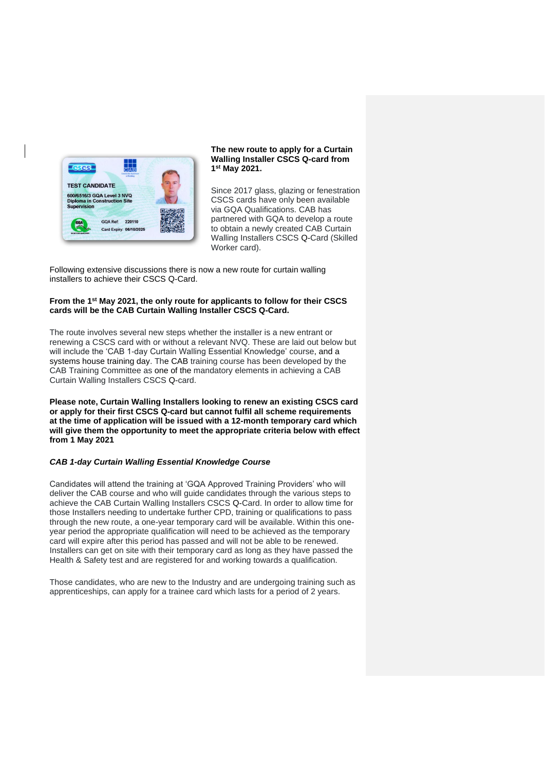**The new route to apply for a Curtain Walling Installer CSCS Q-card from 1st May 2021.**

Since 2017 glass, glazing or fenestration CSCS cards have only been available via GQA Qualifications. CAB has partnered with GQA to develop a route to obtain a newly created CAB Curtain Walling Installers CSCS Q-Card (Skilled Worker card).

Following extensive discussions there is now a new route for curtain walling installers to achieve their CSCS Q-Card.

**From the 1st May 2021, the only route for applicants to follow for their CSCS cards will be the CAB Curtain Walling Installer CSCS Q-Card.**

The route involves several new steps whether the installer is a new entrant or renewing a CSCS card with or without a relevant NVQ. These are laid out below but will include the 'CAB 1-day Curtain Walling Essential Knowledge' course, and a systems house training day. The CAB training course has been developed by the CAB Training Committee as one of the mandatory elements in achieving a CAB Curtain Walling Installers CSCS Q-card.

**Please note, Curtain Walling Installers looking to renew an existing CSCS card or apply for their first CSCS Q-card but cannot fulfil all scheme requirements at the time of application will be issued with a 12-month temporary card which will give them the opportunity to meet the appropriate criteria below with effect from 1 May 2021**

***CAB 1-day Curtain Walling Essential Knowledge Course***

Candidates will attend the training at 'GQA Approved Training Providers' who will deliver the CAB course and who will guide candidates through the various steps to achieve the CAB Curtain Walling Installers CSCS Q-Card. In order to allow time for those Installers needing to undertake further CPD, training or qualifications to pass through the new route, a one-year temporary card will be available. Within this one-year period the appropriate qualification will need to be achieved as the temporary card will expire after this period has passed and will not be able to be renewed. Installers can get on site with their temporary card as long as they have passed the Health & Safety test and are registered for and working towards a qualification.

Those candidates, who are new to the Industry and are undergoing training such as apprenticeships, can apply for a trainee card which lasts for a period of 2 years.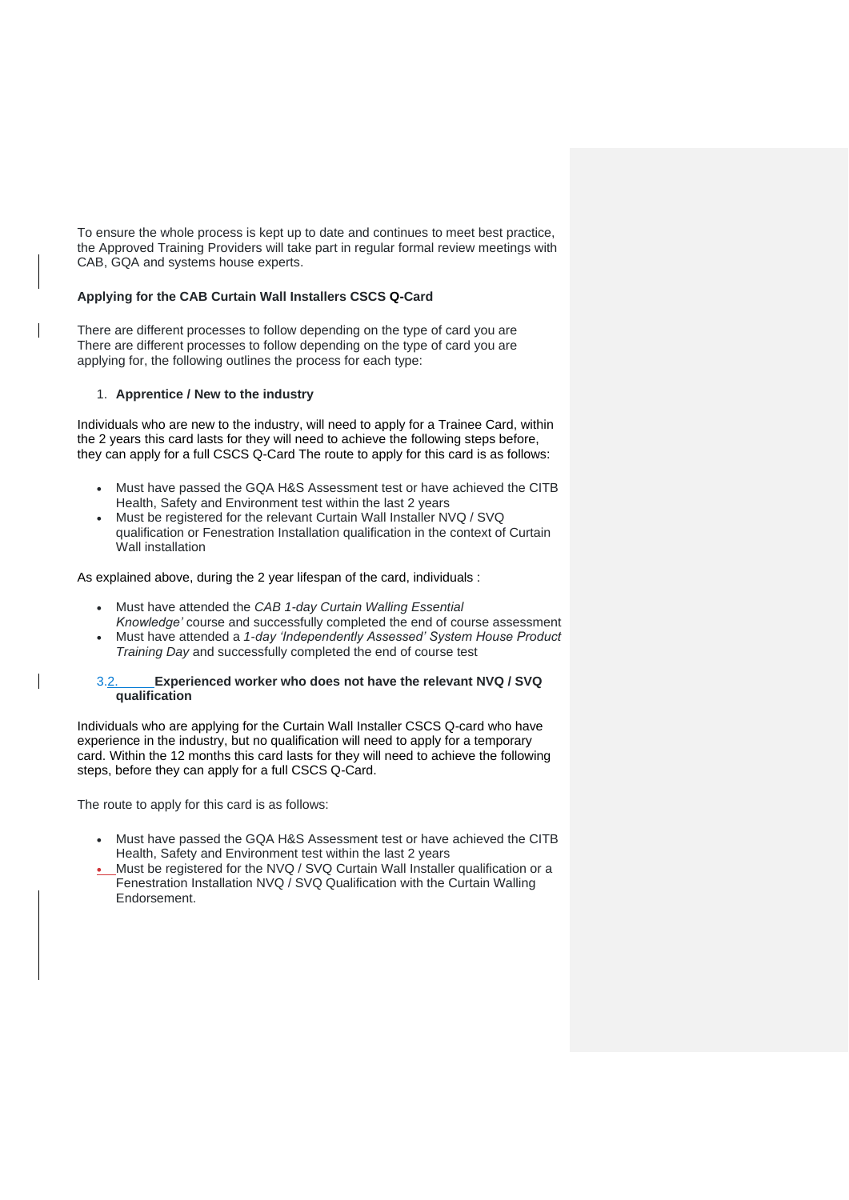To ensure the whole process is kept up to date and continues to meet best practice, the Approved Training Providers will take part in regular formal review meetings with CAB, GQA and systems house experts.

**Applying for the CAB Curtain Wall Installers CSCS Q-Card**

There are different processes to follow depending on the type of card you are There are different processes to follow depending on the type of card you are applying for, the following outlines the process for each type:

1. **Apprentice / New to the industry**

Individuals who are new to the industry, will need to apply for a Trainee Card, within the 2 years this card lasts for they will need to achieve the following steps before, they can apply for a full CSCS Q-Card The route to apply for this card is as follows:

- Must have passed the GQA H&S Assessment test or have achieved the CITB Health, Safety and Environment test within the last 2 years
- Must be registered for the relevant Curtain Wall Installer NVQ / SVQ qualification or Fenestration Installation qualification in the context of Curtain Wall installation

As explained above, during the 2 year lifespan of the card, individuals :

- Must have attended the *CAB 1-day Curtain Walling Essential Knowledge'* course and successfully completed the end of course assessment
- Must have attended a *1-day 'Independently Assessed' System House Product Training Day* and successfully completed the end of course test

3.2. **Experienced worker who does not have the relevant NVQ / SVQ qualification**

Individuals who are applying for the Curtain Wall Installer CSCS Q-card who have experience in the industry, but no qualification will need to apply for a temporary card. Within the 12 months this card lasts for they will need to achieve the following steps, before they can apply for a full CSCS Q-Card.

The route to apply for this card is as follows:

- Must have passed the GQA H&S Assessment test or have achieved the CITB Health, Safety and Environment test within the last 2 years
- Must be registered for the NVQ / SVQ Curtain Wall Installer qualification or a Fenestration Installation NVQ / SVQ Qualification with the Curtain Walling Endorsement.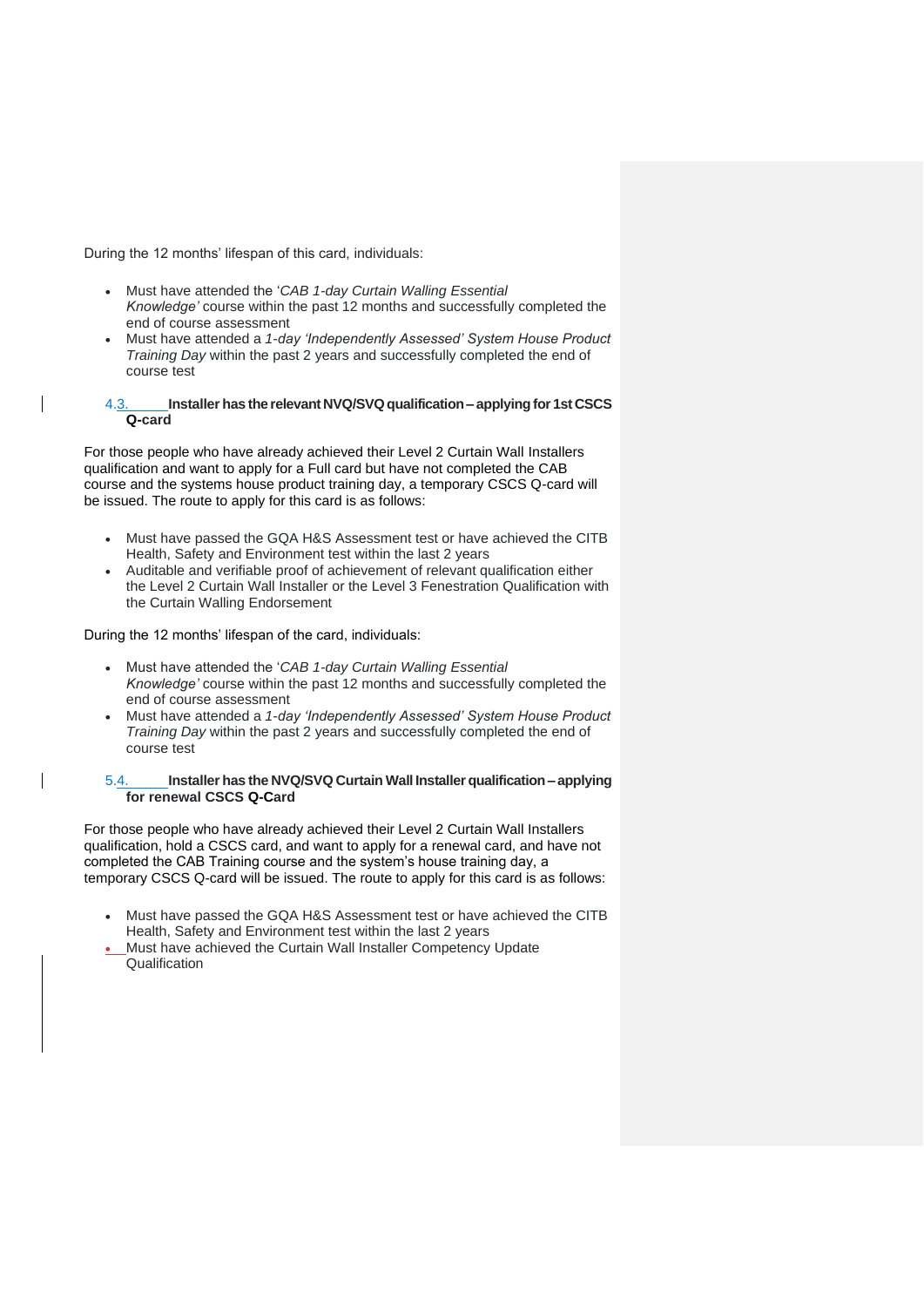During the 12 months' lifespan of this card, individuals:

- Must have attended the '*CAB 1-day Curtain Walling Essential Knowledge'* course within the past 12 months and successfully completed the end of course assessment
- Must have attended a *1-day 'Independently Assessed' System House Product Training Day* within the past 2 years and successfully completed the end of course test

### 3. Installer has the relevant NVQ/SVQ qualification – applying for 1st CSCS Q-card

For those people who have already achieved their Level 2 Curtain Wall Installers qualification and want to apply for a Full card but have not completed the CAB course and the systems house product training day, a temporary CSCS Q-card will be issued. The route to apply for this card is as follows:

- Must have passed the GQA H&S Assessment test or have achieved the CITB Health, Safety and Environment test within the last 2 years
- Auditable and verifiable proof of achievement of relevant qualification either the Level 2 Curtain Wall Installer or the Level 3 Fenestration Qualification with the Curtain Walling Endorsement

During the 12 months' lifespan of the card, individuals:

- Must have attended the '*CAB 1-day Curtain Walling Essential Knowledge'* course within the past 12 months and successfully completed the end of course assessment
- Must have attended a *1-day 'Independently Assessed' System House Product Training Day* within the past 2 years and successfully completed the end of course test

### 4. Installer has the NVQ/SVQ Curtain Wall Installer qualification – applying for renewal CSCS Q-Card

For those people who have already achieved their Level 2 Curtain Wall Installers qualification, hold a CSCS card, and want to apply for a renewal card, and have not completed the CAB Training course and the system's house training day, a temporary CSCS Q-card will be issued. The route to apply for this card is as follows:

- Must have passed the GQA H&S Assessment test or have achieved the CITB Health, Safety and Environment test within the last 2 years
- Must have achieved the Curtain Wall Installer Competency Update Qualification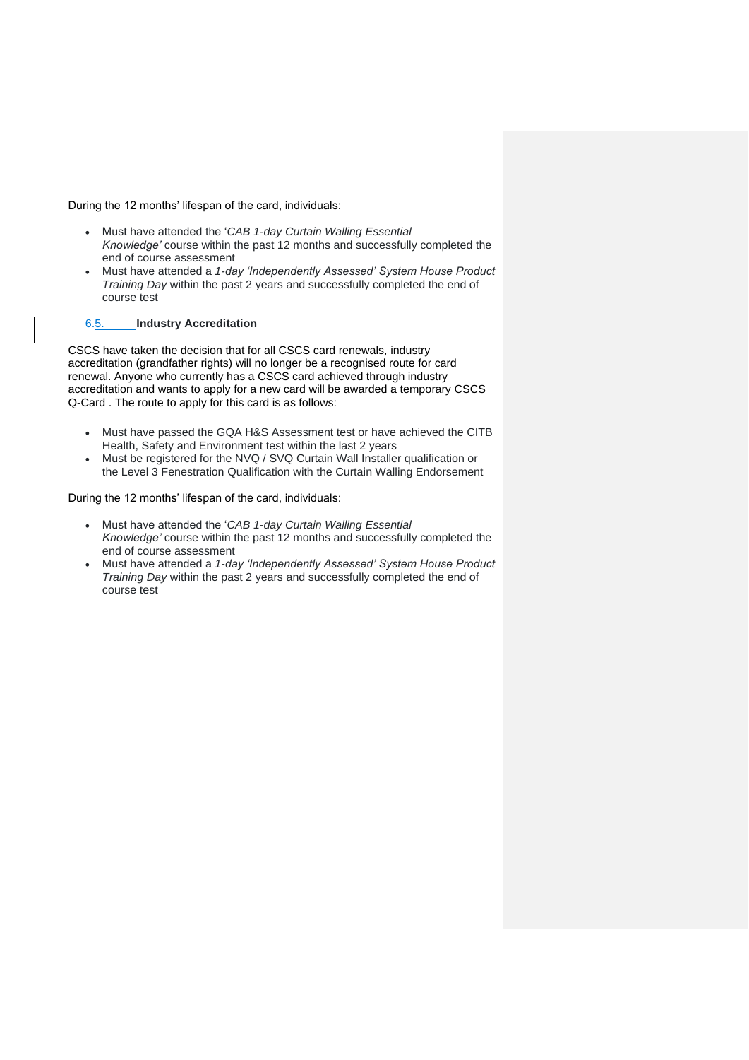During the 12 months' lifespan of the card, individuals:

- Must have attended the '*CAB 1-day Curtain Walling Essential Knowledge'* course within the past 12 months and successfully completed the end of course assessment
- Must have attended a *1-day 'Independently Assessed' System House Product Training Day* within the past 2 years and successfully completed the end of course test

### 6.5. Industry Accreditation

CSCS have taken the decision that for all CSCS card renewals, industry accreditation (grandfather rights) will no longer be a recognised route for card renewal. Anyone who currently has a CSCS card achieved through industry accreditation and wants to apply for a new card will be awarded a temporary CSCS Q-Card . The route to apply for this card is as follows:

- Must have passed the GQA H&S Assessment test or have achieved the CITB Health, Safety and Environment test within the last 2 years
- Must be registered for the NVQ / SVQ Curtain Wall Installer qualification or the Level 3 Fenestration Qualification with the Curtain Walling Endorsement

During the 12 months' lifespan of the card, individuals:

- Must have attended the '*CAB 1-day Curtain Walling Essential Knowledge'* course within the past 12 months and successfully completed the end of course assessment
- Must have attended a *1-day 'Independently Assessed' System House Product Training Day* within the past 2 years and successfully completed the end of course test